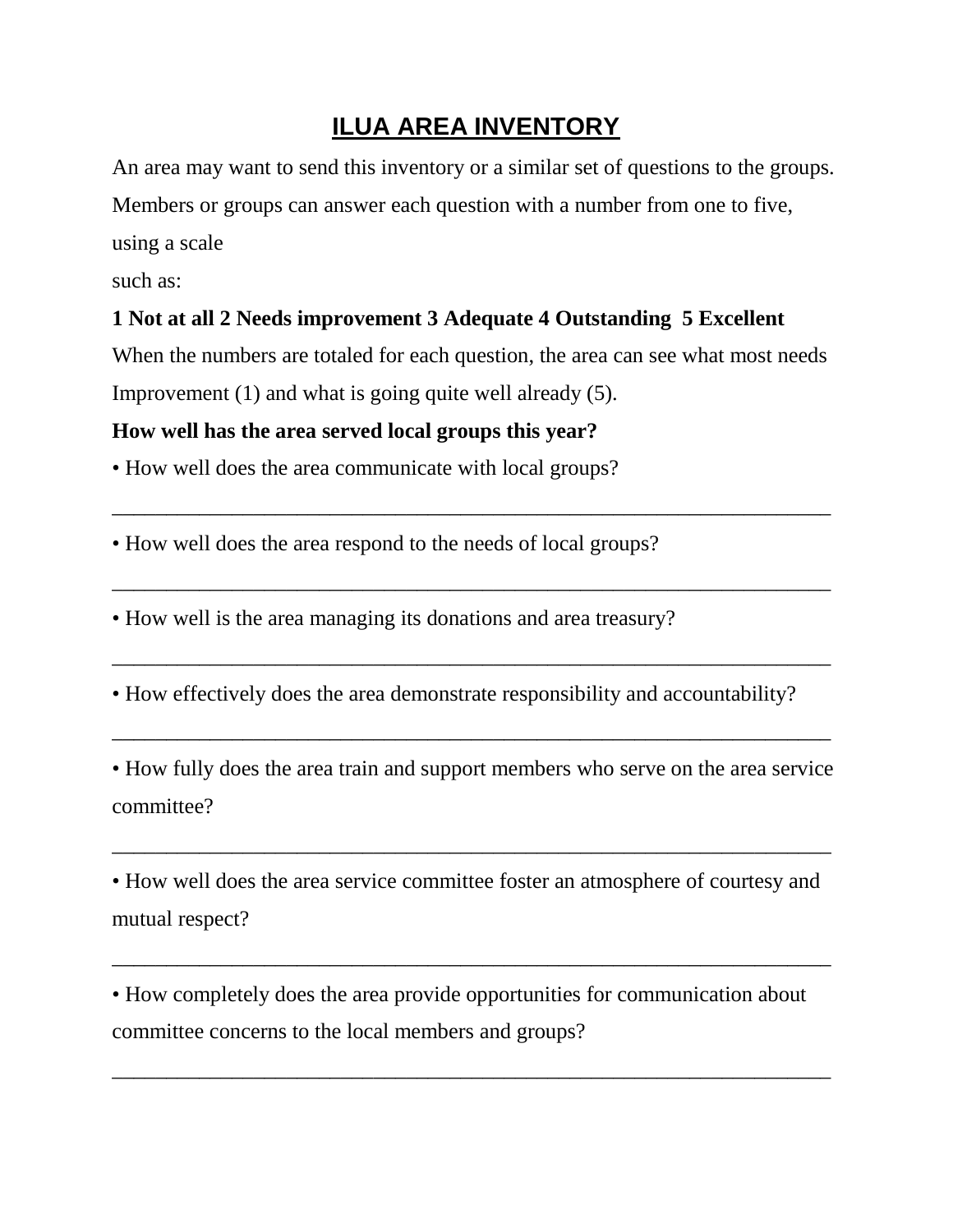# ILUA AREA INVENTORY

An area may want to send this inventory or a similar set of questions to the groups. Members or groups can answer each question with a number from one to five, using a scale such as:

**1 Not at all 2 Needs improvement 3 Adequate 4 Outstanding 5 Excellent**

When the numbers are totaled for each question, the area can see what most needs Improvement (1) and what is going quite well already (5).

**How well has the area served local groups this year?**

• How well does the area communicate with local groups?

_____________________________________________________________________

• How well does the area respond to the needs of local groups?

_____________________________________________________________________

• How well is the area managing its donations and area treasury?

_____________________________________________________________________

• How effectively does the area demonstrate responsibility and accountability?

_____________________________________________________________________

• How fully does the area train and support members who serve on the area service committee?

_____________________________________________________________________

• How well does the area service committee foster an atmosphere of courtesy and mutual respect?

_____________________________________________________________________

• How completely does the area provide opportunities for communication about committee concerns to the local members and groups?

_____________________________________________________________________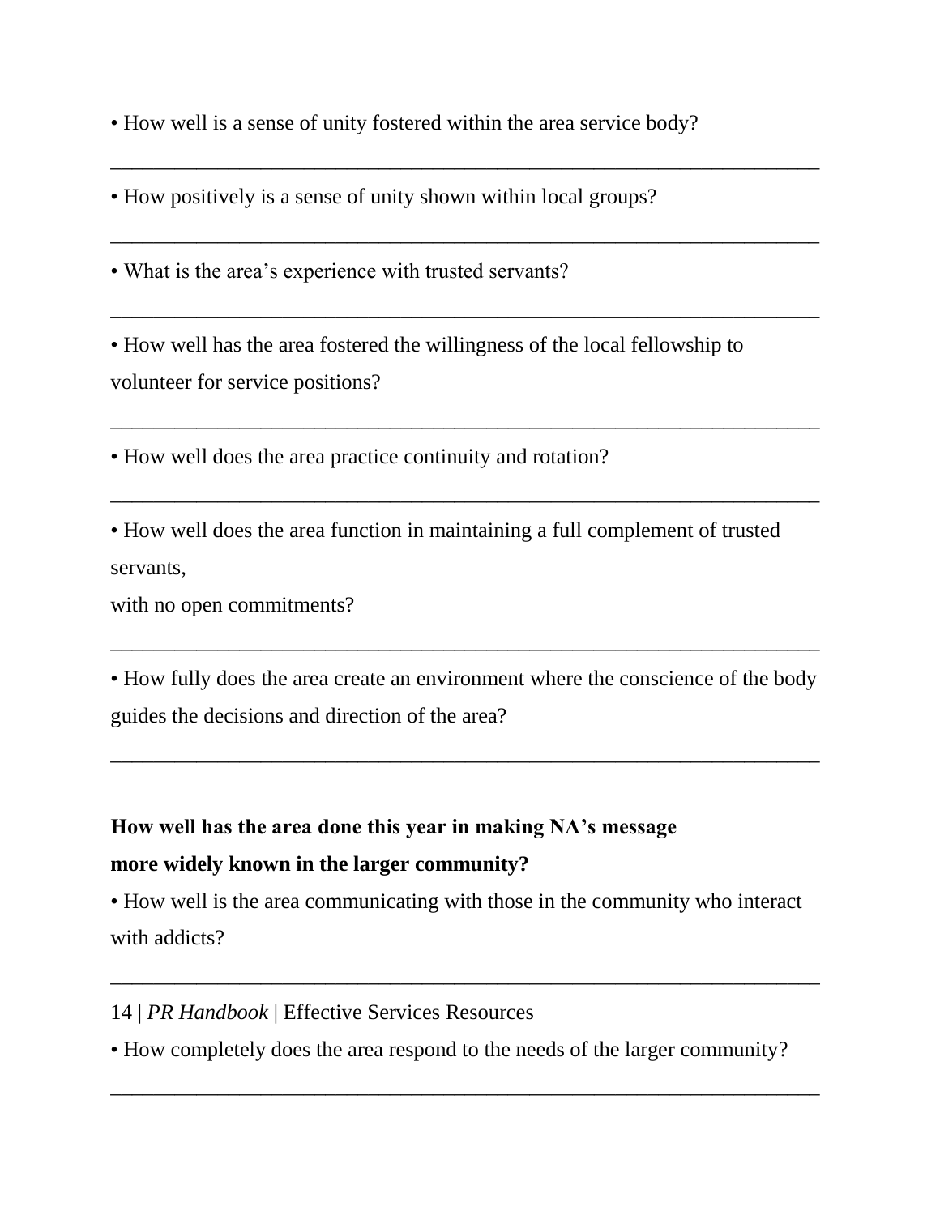- How well is a sense of unity fostered within the area service body?

_______________________________________________________________

- How positively is a sense of unity shown within local groups?

_______________________________________________________________

- What is the area's experience with trusted servants?

_______________________________________________________________

- How well has the area fostered the willingness of the local fellowship to volunteer for service positions?

_______________________________________________________________

- How well does the area practice continuity and rotation?

_______________________________________________________________

- How well does the area function in maintaining a full complement of trusted servants,
with no open commitments?

_______________________________________________________________

- How fully does the area create an environment where the conscience of the body guides the decisions and direction of the area?

_______________________________________________________________

**How well has the area done this year in making NA's message more widely known in the larger community?**

- How well is the area communicating with those in the community who interact with addicts?

_______________________________________________________________

- How completely does the area respond to the needs of the larger community?

_______________________________________________________________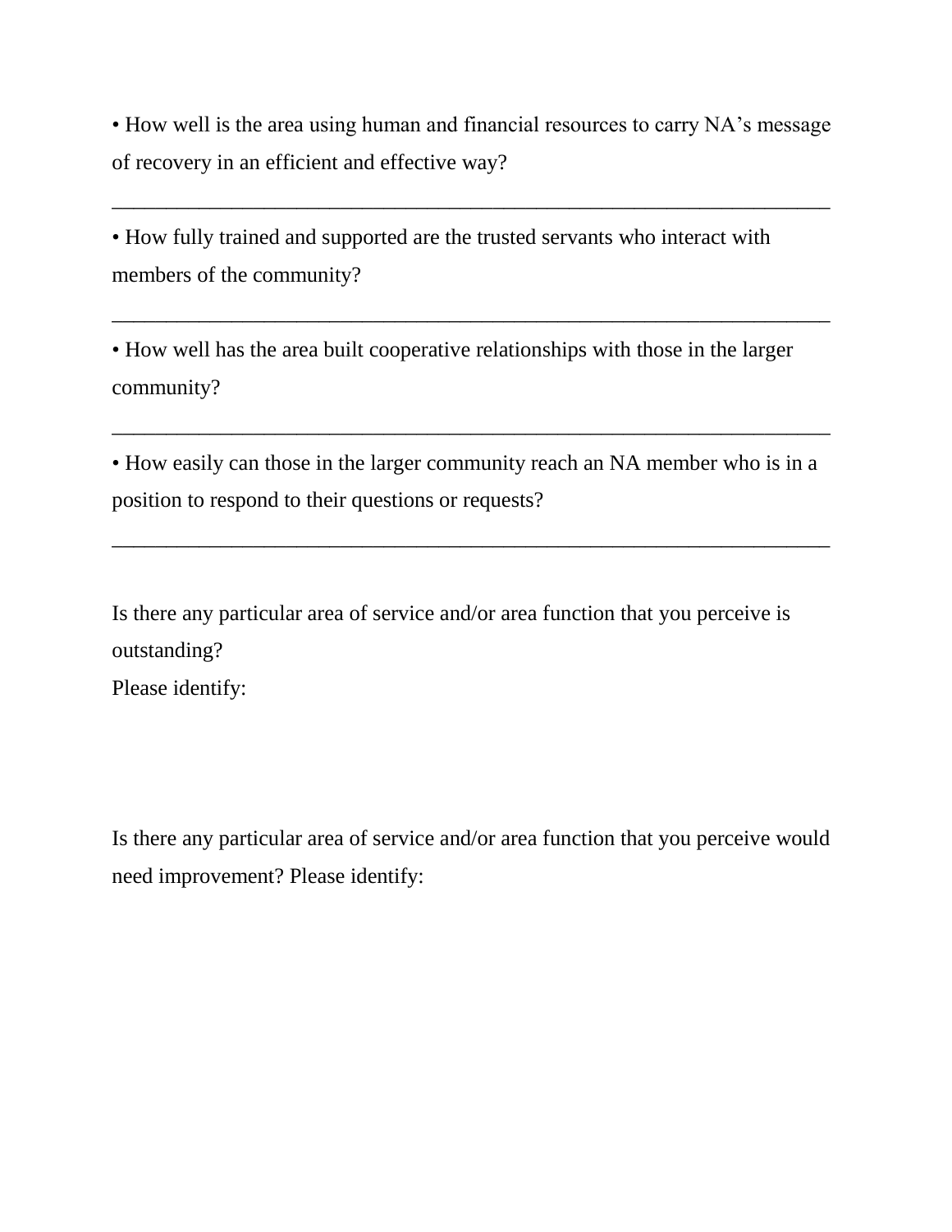• How well is the area using human and financial resources to carry NA's message of recovery in an efficient and effective way?

______________________________________________________________________

• How fully trained and supported are the trusted servants who interact with members of the community?

______________________________________________________________________

• How well has the area built cooperative relationships with those in the larger community?

______________________________________________________________________

• How easily can those in the larger community reach an NA member who is in a position to respond to their questions or requests?

______________________________________________________________________

Is there any particular area of service and/or area function that you perceive is outstanding?
Please identify:

Is there any particular area of service and/or area function that you perceive would need improvement? Please identify: